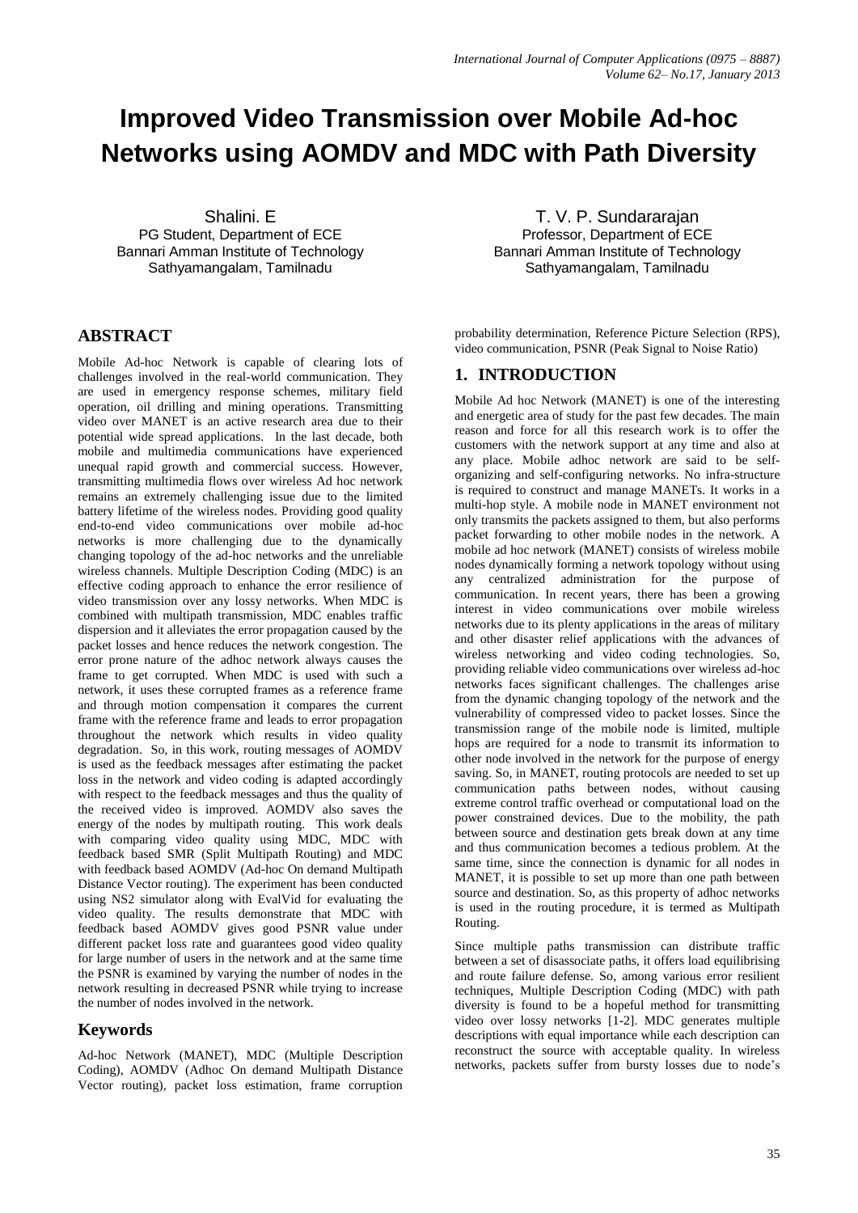# Improved Video Transmission over Mobile Ad-hoc Networks using AOMDV and MDC with Path Diversity

Shalini. E
PG Student, Department of ECE
Bannari Amman Institute of Technology
Sathyamangalam, Tamilnadu

T. V. P. Sundararajan
Professor, Department of ECE
Bannari Amman Institute of Technology
Sathyamangalam, Tamilnadu

## ABSTRACT

Mobile Ad-hoc Network is capable of clearing lots of challenges involved in the real-world communication. They are used in emergency response schemes, military field operation, oil drilling and mining operations. Transmitting video over MANET is an active research area due to their potential wide spread applications. In the last decade, both mobile and multimedia communications have experienced unequal rapid growth and commercial success. However, transmitting multimedia flows over wireless Ad hoc network remains an extremely challenging issue due to the limited battery lifetime of the wireless nodes. Providing good quality end-to-end video communications over mobile ad-hoc networks is more challenging due to the dynamically changing topology of the ad-hoc networks and the unreliable wireless channels. Multiple Description Coding (MDC) is an effective coding approach to enhance the error resilience of video transmission over any lossy networks. When MDC is combined with multipath transmission, MDC enables traffic dispersion and it alleviates the error propagation caused by the packet losses and hence reduces the network congestion. The error prone nature of the adhoc network always causes the frame to get corrupted. When MDC is used with such a network, it uses these corrupted frames as a reference frame and through motion compensation it compares the current frame with the reference frame and leads to error propagation throughout the network which results in video quality degradation. So, in this work, routing messages of AOMDV is used as the feedback messages after estimating the packet loss in the network and video coding is adapted accordingly with respect to the feedback messages and thus the quality of the received video is improved. AOMDV also saves the energy of the nodes by multipath routing. This work deals with comparing video quality using MDC, MDC with feedback based SMR (Split Multipath Routing) and MDC with feedback based AOMDV (Ad-hoc On demand Multipath Distance Vector routing). The experiment has been conducted using NS2 simulator along with EvalVid for evaluating the video quality. The results demonstrate that MDC with feedback based AOMDV gives good PSNR value under different packet loss rate and guarantees good video quality for large number of users in the network and at the same time the PSNR is examined by varying the number of nodes in the network resulting in decreased PSNR while trying to increase the number of nodes involved in the network.

## Keywords

Ad-hoc Network (MANET), MDC (Multiple Description Coding), AOMDV (Adhoc On demand Multipath Distance Vector routing), packet loss estimation, frame corruption probability determination, Reference Picture Selection (RPS), video communication, PSNR (Peak Signal to Noise Ratio)

## 1. INTRODUCTION

Mobile Ad hoc Network (MANET) is one of the interesting and energetic area of study for the past few decades. The main reason and force for all this research work is to offer the customers with the network support at any time and also at any place. Mobile adhoc network are said to be self-organizing and self-configuring networks. No infra-structure is required to construct and manage MANETs. It works in a multi-hop style. A mobile node in MANET environment not only transmits the packets assigned to them, but also performs packet forwarding to other mobile nodes in the network. A mobile ad hoc network (MANET) consists of wireless mobile nodes dynamically forming a network topology without using any centralized administration for the purpose of communication. In recent years, there has been a growing interest in video communications over mobile wireless networks due to its plenty applications in the areas of military and other disaster relief applications with the advances of wireless networking and video coding technologies. So, providing reliable video communications over wireless ad-hoc networks faces significant challenges. The challenges arise from the dynamic changing topology of the network and the vulnerability of compressed video to packet losses. Since the transmission range of the mobile node is limited, multiple hops are required for a node to transmit its information to other node involved in the network for the purpose of energy saving. So, in MANET, routing protocols are needed to set up communication paths between nodes, without causing extreme control traffic overhead or computational load on the power constrained devices. Due to the mobility, the path between source and destination gets break down at any time and thus communication becomes a tedious problem. At the same time, since the connection is dynamic for all nodes in MANET, it is possible to set up more than one path between source and destination. So, as this property of adhoc networks is used in the routing procedure, it is termed as Multipath Routing.

Since multiple paths transmission can distribute traffic between a set of disassociate paths, it offers load equilibrising and route failure defense. So, among various error resilient techniques, Multiple Description Coding (MDC) with path diversity is found to be a hopeful method for transmitting video over lossy networks [1-2]. MDC generates multiple descriptions with equal importance while each description can reconstruct the source with acceptable quality. In wireless networks, packets suffer from bursty losses due to node's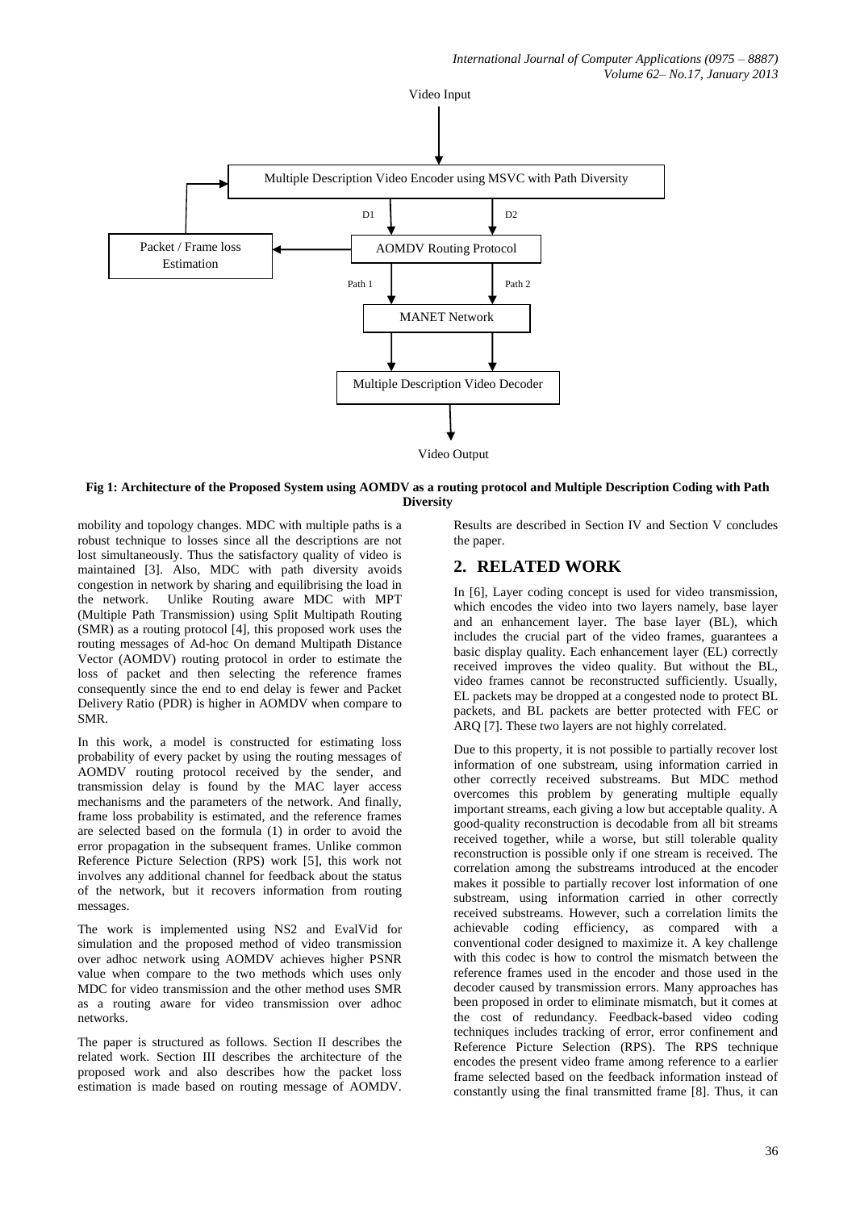Video Input

Multiple Description Video Encoder using MSVC with Path Diversity

D1 D2

Packet / Frame loss Estimation

AOMDV Routing Protocol

Path 1 Path 2

MANET Network

Multiple Description Video Decoder

Video Output

**Fig 1: Architecture of the Proposed System using AOMDV as a routing protocol and Multiple Description Coding with Path Diversity**

mobility and topology changes. MDC with multiple paths is a robust technique to losses since all the descriptions are not lost simultaneously. Thus the satisfactory quality of video is maintained [3]. Also, MDC with path diversity avoids congestion in network by sharing and equilibrising the load in the network. Unlike Routing aware MDC with MPT (Multiple Path Transmission) using Split Multipath Routing (SMR) as a routing protocol [4], this proposed work uses the routing messages of Ad-hoc On demand Multipath Distance Vector (AOMDV) routing protocol in order to estimate the loss of packet and then selecting the reference frames consequently since the end to end delay is fewer and Packet Delivery Ratio (PDR) is higher in AOMDV when compare to SMR.

In this work, a model is constructed for estimating loss probability of every packet by using the routing messages of AOMDV routing protocol received by the sender, and transmission delay is found by the MAC layer access mechanisms and the parameters of the network. And finally, frame loss probability is estimated, and the reference frames are selected based on the formula (1) in order to avoid the error propagation in the subsequent frames. Unlike common Reference Picture Selection (RPS) work [5], this work not involves any additional channel for feedback about the status of the network, but it recovers information from routing messages.

The work is implemented using NS2 and EvalVid for simulation and the proposed method of video transmission over adhoc network using AOMDV achieves higher PSNR value when compare to the two methods which uses only MDC for video transmission and the other method uses SMR as a routing aware for video transmission over adhoc networks.

The paper is structured as follows. Section II describes the related work. Section III describes the architecture of the proposed work and also describes how the packet loss estimation is made based on routing message of AOMDV. Results are described in Section IV and Section V concludes the paper.

## 2. RELATED WORK

In [6], Layer coding concept is used for video transmission, which encodes the video into two layers namely, base layer and an enhancement layer. The base layer (BL), which includes the crucial part of the video frames, guarantees a basic display quality. Each enhancement layer (EL) correctly received improves the video quality. But without the BL, video frames cannot be reconstructed sufficiently. Usually, EL packets may be dropped at a congested node to protect BL packets, and BL packets are better protected with FEC or ARQ [7]. These two layers are not highly correlated.

Due to this property, it is not possible to partially recover lost information of one substream, using information carried in other correctly received substreams. But MDC method overcomes this problem by generating multiple equally important streams, each giving a low but acceptable quality. A good-quality reconstruction is decodable from all bit streams received together, while a worse, but still tolerable quality reconstruction is possible only if one stream is received. The correlation among the substreams introduced at the encoder makes it possible to partially recover lost information of one substream, using information carried in other correctly received substreams. However, such a correlation limits the achievable coding efficiency, as compared with a conventional coder designed to maximize it. A key challenge with this codec is how to control the mismatch between the reference frames used in the encoder and those used in the decoder caused by transmission errors. Many approaches has been proposed in order to eliminate mismatch, but it comes at the cost of redundancy. Feedback-based video coding techniques includes tracking of error, error confinement and Reference Picture Selection (RPS). The RPS technique encodes the present video frame among reference to a earlier frame selected based on the feedback information instead of constantly using the final transmitted frame [8]. Thus, it can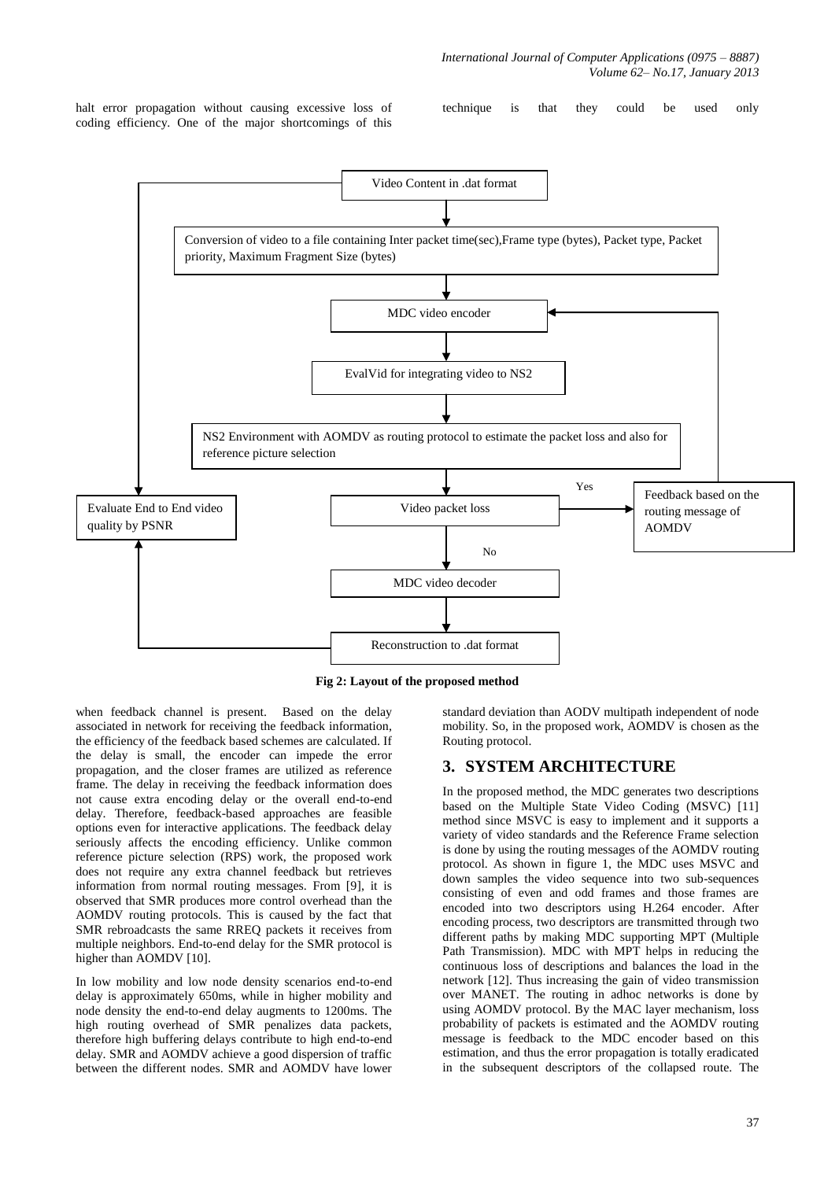halt error propagation without causing excessive loss of coding efficiency. One of the major shortcomings of this technique is that they could be used only when feedback channel is present. Based on the delay associated in network for receiving the feedback information, the efficiency of the feedback based schemes are calculated. If the delay is small, the encoder can impede the error propagation, and the closer frames are utilized as reference frame. The delay in receiving the feedback information does not cause extra encoding delay or the overall end-to-end delay. Therefore, feedback-based approaches are feasible options even for interactive applications. The feedback delay seriously affects the encoding efficiency. Unlike common reference picture selection (RPS) work, the proposed work does not require any extra channel feedback but retrieves information from normal routing messages. From [9], it is observed that SMR produces more control overhead than the AOMDV routing protocols. This is caused by the fact that SMR rebroadcasts the same RREQ packets it receives from multiple neighbors. End-to-end delay for the SMR protocol is higher than AOMDV [10].

Video Content in .dat format

Conversion of video to a file containing Inter packet time(sec),Frame type (bytes), Packet type, Packet priority, Maximum Fragment Size (bytes)

MDC video encoder

EvalVid for integrating video to NS2

NS2 Environment with AOMDV as routing protocol to estimate the packet loss and also for reference picture selection

Video packet loss

Yes

Feedback based on the routing message of AOMDV

No

MDC video decoder

Reconstruction to .dat format

Evaluate End to End video quality by PSNR

**Fig 2: Layout of the proposed method**

In low mobility and low node density scenarios end-to-end delay is approximately 650ms, while in higher mobility and node density the end-to-end delay augments to 1200ms. The high routing overhead of SMR penalizes data packets, therefore high buffering delays contribute to high end-to-end delay. SMR and AOMDV achieve a good dispersion of traffic between the different nodes. SMR and AOMDV have lower standard deviation than AODV multipath independent of node mobility. So, in the proposed work, AOMDV is chosen as the Routing protocol.

## 3. SYSTEM ARCHITECTURE

In the proposed method, the MDC generates two descriptions based on the Multiple State Video Coding (MSVC) [11] method since MSVC is easy to implement and it supports a variety of video standards and the Reference Frame selection is done by using the routing messages of the AOMDV routing protocol. As shown in figure 1, the MDC uses MSVC and down samples the video sequence into two sub-sequences consisting of even and odd frames and those frames are encoded into two descriptors using H.264 encoder. After encoding process, two descriptors are transmitted through two different paths by making MDC supporting MPT (Multiple Path Transmission). MDC with MPT helps in reducing the continuous loss of descriptions and balances the load in the network [12]. Thus increasing the gain of video transmission over MANET. The routing in adhoc networks is done by using AOMDV protocol. By the MAC layer mechanism, loss probability of packets is estimated and the AOMDV routing message is feedback to the MDC encoder based on this estimation, and thus the error propagation is totally eradicated in the subsequent descriptors of the collapsed route. The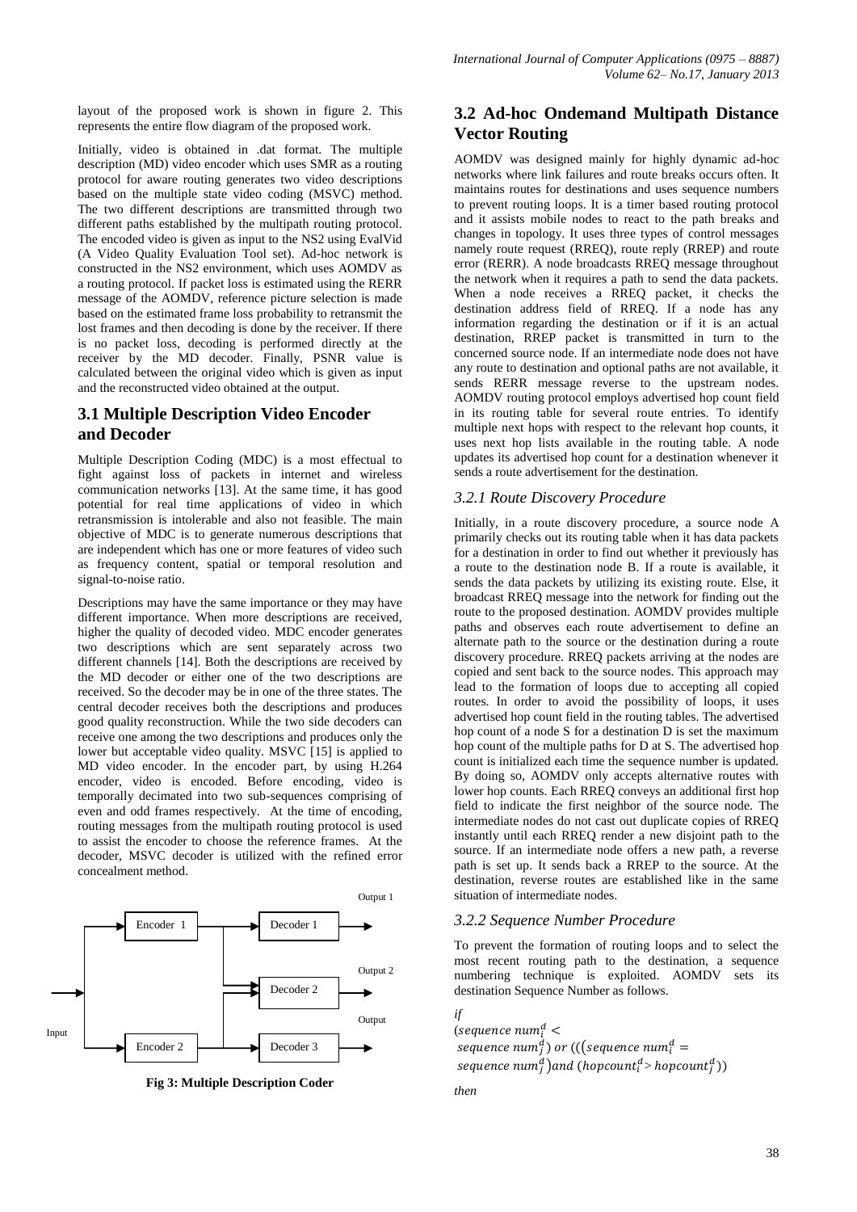layout of the proposed work is shown in figure 2. This represents the entire flow diagram of the proposed work.

Initially, video is obtained in .dat format. The multiple description (MD) video encoder which uses SMR as a routing protocol for aware routing generates two video descriptions based on the multiple state video coding (MSVC) method. The two different descriptions are transmitted through two different paths established by the multipath routing protocol. The encoded video is given as input to the NS2 using EvalVid (A Video Quality Evaluation Tool set). Ad-hoc network is constructed in the NS2 environment, which uses AOMDV as a routing protocol. If packet loss is estimated using the RERR message of the AOMDV, reference picture selection is made based on the estimated frame loss probability to retransmit the lost frames and then decoding is done by the receiver. If there is no packet loss, decoding is performed directly at the receiver by the MD decoder. Finally, PSNR value is calculated between the original video which is given as input and the reconstructed video obtained at the output.

## 3.1 Multiple Description Video Encoder and Decoder

Multiple Description Coding (MDC) is a most effectual to fight against loss of packets in internet and wireless communication networks [13]. At the same time, it has good potential for real time applications of video in which retransmission is intolerable and also not feasible. The main objective of MDC is to generate numerous descriptions that are independent which has one or more features of video such as frequency content, spatial or temporal resolution and signal-to-noise ratio.

Descriptions may have the same importance or they may have different importance. When more descriptions are received, higher the quality of decoded video. MDC encoder generates two descriptions which are sent separately across two different channels [14]. Both the descriptions are received by the MD decoder or either one of the two descriptions are received. So the decoder may be in one of the three states. The central decoder receives both the descriptions and produces good quality reconstruction. While the two side decoders can receive one among the two descriptions and produces only the lower but acceptable video quality. MSVC [15] is applied to MD video encoder. In the encoder part, by using H.264 encoder, video is encoded. Before encoding, video is temporally decimated into two sub-sequences comprising of even and odd frames respectively. At the time of encoding, routing messages from the multipath routing protocol is used to assist the encoder to choose the reference frames. At the decoder, MSVC decoder is utilized with the refined error concealment method.

Input, Encoder 1, Encoder 2, Decoder 1, Decoder 2, Decoder 3, Output 1, Output 2, Output

**Fig 3: Multiple Description Coder**

## 3.2 Ad-hoc Ondemand Multipath Distance Vector Routing

AOMDV was designed mainly for highly dynamic ad-hoc networks where link failures and route breaks occurs often. It maintains routes for destinations and uses sequence numbers to prevent routing loops. It is a timer based routing protocol and it assists mobile nodes to react to the path breaks and changes in topology. It uses three types of control messages namely route request (RREQ), route reply (RREP) and route error (RERR). A node broadcasts RREQ message throughout the network when it requires a path to send the data packets. When a node receives a RREQ packet, it checks the destination address field of RREQ. If a node has any information regarding the destination or if it is an actual destination, RREP packet is transmitted in turn to the concerned source node. If an intermediate node does not have any route to destination and optional paths are not available, it sends RERR message reverse to the upstream nodes. AOMDV routing protocol employs advertised hop count field in its routing table for several route entries. To identify multiple next hops with respect to the relevant hop counts, it uses next hop lists available in the routing table. A node updates its advertised hop count for a destination whenever it sends a route advertisement for the destination.

### 3.2.1 Route Discovery Procedure

Initially, in a route discovery procedure, a source node A primarily checks out its routing table when it has data packets for a destination in order to find out whether it previously has a route to the destination node B. If a route is available, it sends the data packets by utilizing its existing route. Else, it broadcast RREQ message into the network for finding out the route to the proposed destination. AOMDV provides multiple paths and observes each route advertisement to define an alternate path to the source or the destination during a route discovery procedure. RREQ packets arriving at the nodes are copied and sent back to the source nodes. This approach may lead to the formation of loops due to accepting all copied routes. In order to avoid the possibility of loops, it uses advertised hop count field in the routing tables. The advertised hop count of a node S for a destination D is set the maximum hop count of the multiple paths for D at S. The advertised hop count is initialized each time the sequence number is updated. By doing so, AOMDV only accepts alternative routes with lower hop counts. Each RREQ conveys an additional first hop field to indicate the first neighbor of the source node. The intermediate nodes do not cast out duplicate copies of RREQ instantly until each RREQ render a new disjoint path to the source. If an intermediate node offers a new path, a reverse path is set up. It sends back a RREP to the source. At the destination, reverse routes are established like in the same situation of intermediate nodes.

### 3.2.2 Sequence Number Procedure

To prevent the formation of routing loops and to select the most recent routing path to the destination, a sequence numbering technique is exploited. AOMDV sets its destination Sequence Number as follows.

*if*

$$(sequence\ num_i^d < sequence\ num_j^d)\ or\ (((sequence\ num_i^d = sequence\ num_j^d)\ and\ (hopcount_i^d > hopcount_j^d))$$

*then*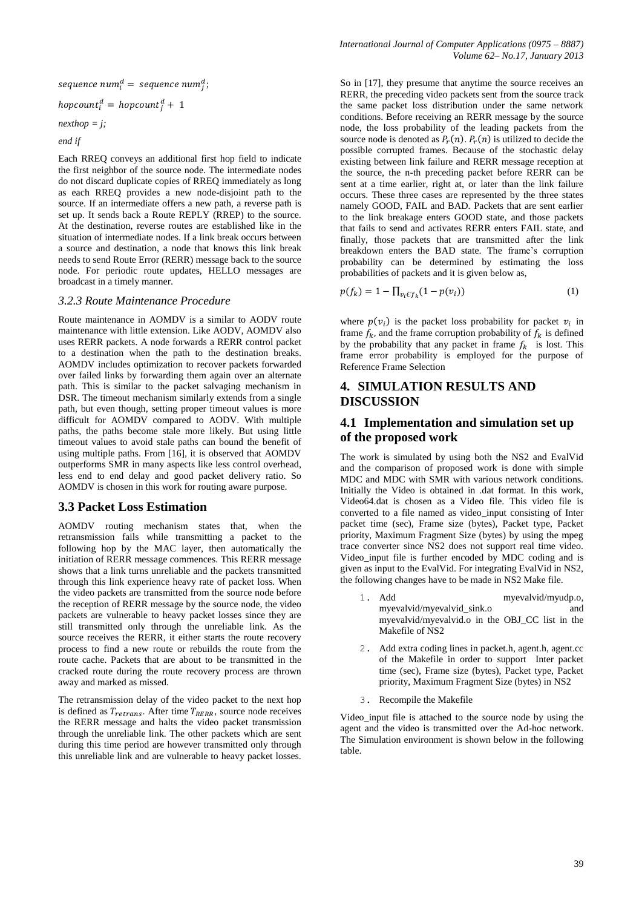$sequence\ num_i^d = sequence\ num_j^d;$

$hopcount_i^d = hopcount_j^d + 1$

*nexthop = j;*

*end if*

Each RREQ conveys an additional first hop field to indicate the first neighbor of the source node. The intermediate nodes do not discard duplicate copies of RREQ immediately as long as each RREQ provides a new node-disjoint path to the source. If an intermediate offers a new path, a reverse path is set up. It sends back a Route REPLY (RREP) to the source. At the destination, reverse routes are established like in the situation of intermediate nodes. If a link break occurs between a source and destination, a node that knows this link break needs to send Route Error (RERR) message back to the source node. For periodic route updates, HELLO messages are broadcast in a timely manner.

### *3.2.3 Route Maintenance Procedure*

Route maintenance in AOMDV is a similar to AODV route maintenance with little extension. Like AODV, AOMDV also uses RERR packets. A node forwards a RERR control packet to a destination when the path to the destination breaks. AOMDV includes optimization to recover packets forwarded over failed links by forwarding them again over an alternate path. This is similar to the packet salvaging mechanism in DSR. The timeout mechanism similarly extends from a single path, but even though, setting proper timeout values is more difficult for AOMDV compared to AODV. With multiple paths, the paths become stale more likely. But using little timeout values to avoid stale paths can bound the benefit of using multiple paths. From [16], it is observed that AOMDV outperforms SMR in many aspects like less control overhead, less end to end delay and good packet delivery ratio. So AOMDV is chosen in this work for routing aware purpose.

## 3.3 Packet Loss Estimation

AOMDV routing mechanism states that, when the retransmission fails while transmitting a packet to the following hop by the MAC layer, then automatically the initiation of RERR message commences. This RERR message shows that a link turns unreliable and the packets transmitted through this link experience heavy rate of packet loss. When the video packets are transmitted from the source node before the reception of RERR message by the source node, the video packets are vulnerable to heavy packet losses since they are still transmitted only through the unreliable link. As the source receives the RERR, it either starts the route recovery process to find a new route or rebuilds the route from the route cache. Packets that are about to be transmitted in the cracked route during the route recovery process are thrown away and marked as missed.

The retransmission delay of the video packet to the next hop is defined as $T_{retrans}$. After time $T_{RERR}$, source node receives the RERR message and halts the video packet transmission through the unreliable link. The other packets which are sent during this time period are however transmitted only through this unreliable link and are vulnerable to heavy packet losses.

So in [17], they presume that anytime the source receives an RERR, the preceding video packets sent from the source track the same packet loss distribution under the same network conditions. Before receiving an RERR message by the source node, the loss probability of the leading packets from the source node is denoted as $P_r(n)$. $P_r(n)$ is utilized to decide the possible corrupted frames. Because of the stochastic delay existing between link failure and RERR message reception at the source, the n-th preceding packet before RERR can be sent at a time earlier, right at, or later than the link failure occurs. These three cases are represented by the three states namely GOOD, FAIL and BAD. Packets that are sent earlier to the link breakage enters GOOD state, and those packets that fails to send and activates RERR enters FAIL state, and finally, those packets that are transmitted after the link breakdown enters the BAD state. The frame's corruption probability can be determined by estimating the loss probabilities of packets and it is given below as,

$$p(f_k) = 1 - \prod_{v_i \in f_k} (1 - p(v_i)) \qquad (1)$$

where $p(v_i)$ is the packet loss probability for packet $v_i$ in frame $f_k$, and the frame corruption probability of $f_k$ is defined by the probability that any packet in frame $f_k$ is lost. This frame error probability is employed for the purpose of Reference Frame Selection

# 4. SIMULATION RESULTS AND DISCUSSION

## 4.1 Implementation and simulation set up of the proposed work

The work is simulated by using both the NS2 and EvalVid and the comparison of proposed work is done with simple MDC and MDC with SMR with various network conditions. Initially the Video is obtained in .dat format. In this work, Video64.dat is chosen as a Video file. This video file is converted to a file named as video_input consisting of Inter packet time (sec), Frame size (bytes), Packet type, Packet priority, Maximum Fragment Size (bytes) by using the mpeg trace converter since NS2 does not support real time video. Video_input file is further encoded by MDC coding and is given as input to the EvalVid. For integrating EvalVid in NS2, the following changes have to be made in NS2 Make file.

1. Add myevalvid/myudp.o, myevalvid/myevalvid_sink.o and myevalvid/myevalvid.o in the OBJ_CC list in the Makefile of NS2
2. Add extra coding lines in packet.h, agent.h, agent.cc of the Makefile in order to support Inter packet time (sec), Frame size (bytes), Packet type, Packet priority, Maximum Fragment Size (bytes) in NS2
3. Recompile the Makefile

Video_input file is attached to the source node by using the agent and the video is transmitted over the Ad-hoc network. The Simulation environment is shown below in the following table.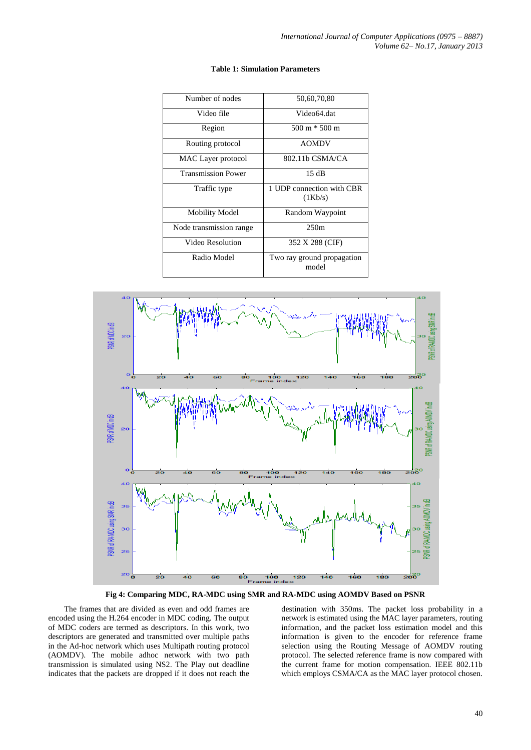**Table 1: Simulation Parameters**

| Number of nodes | 50,60,70,80 |
|---|---|
| Video file | Video64.dat |
| Region | 500 m * 500 m |
| Routing protocol | AOMDV |
| MAC Layer protocol | 802.11b CSMA/CA |
| Transmission Power | 15 dB |
| Traffic type | 1 UDP connection with CBR (1Kb/s) |
| Mobility Model | Random Waypoint |
| Node transmission range | 250m |
| Video Resolution | 352 X 288 (CIF) |
| Radio Model | Two ray ground propagation model |

**Fig 4: Comparing MDC, RA-MDC using SMR and RA-MDC using AOMDV Based on PSNR**

The frames that are divided as even and odd frames are encoded using the H.264 encoder in MDC coding. The output of MDC coders are termed as descriptors. In this work, two descriptors are generated and transmitted over multiple paths in the Ad-hoc network which uses Multipath routing protocol (AOMDV). The mobile adhoc network with two path transmission is simulated using NS2. The Play out deadline indicates that the packets are dropped if it does not reach the destination with 350ms. The packet loss probability in a network is estimated using the MAC layer parameters, routing information, and the packet loss estimation model and this information is given to the encoder for reference frame selection using the Routing Message of AOMDV routing protocol. The selected reference frame is now compared with the current frame for motion compensation. IEEE 802.11b which employs CSMA/CA as the MAC layer protocol chosen.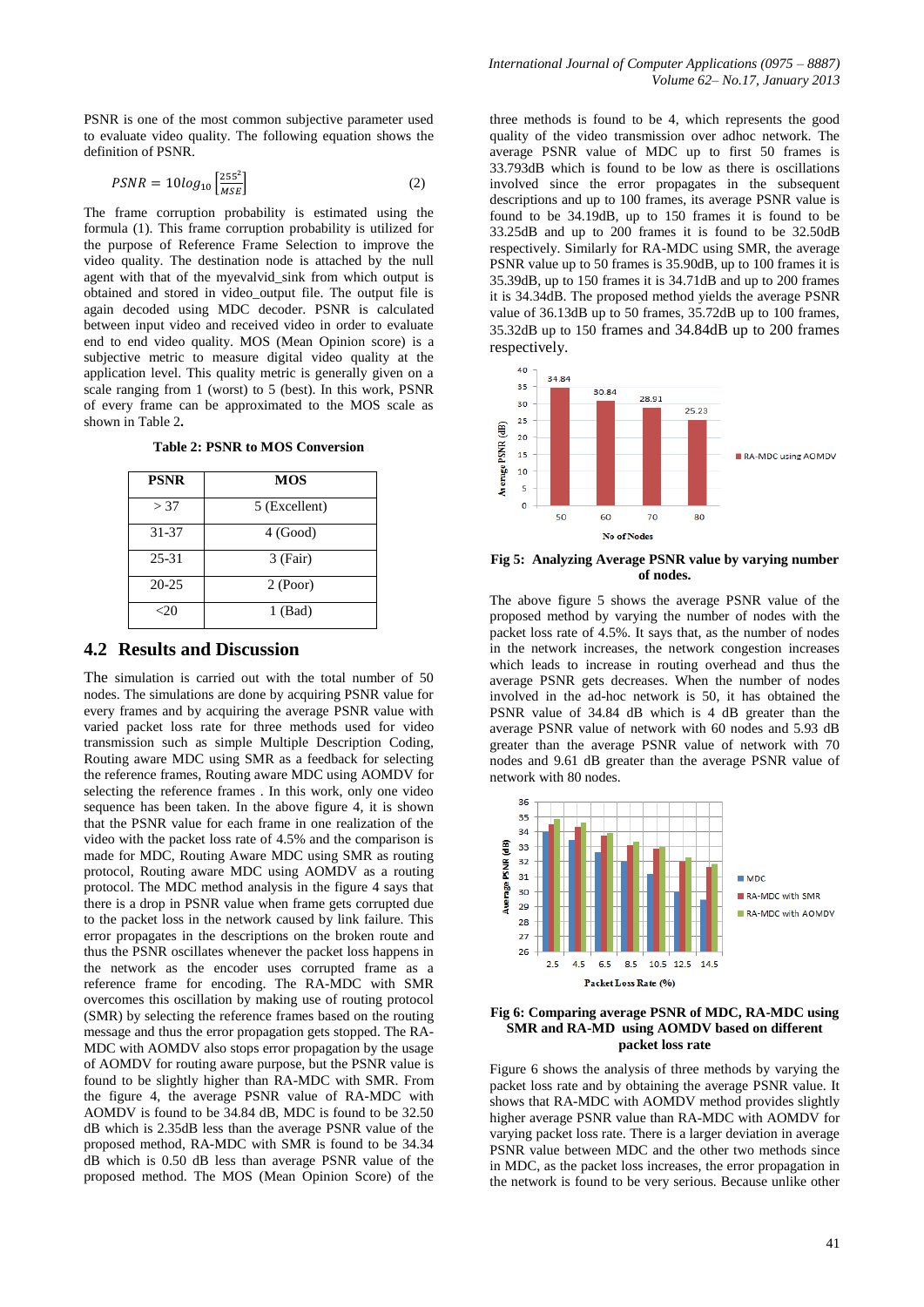PSNR is one of the most common subjective parameter used to evaluate video quality. The following equation shows the definition of PSNR.

$$PSNR = 10log_{10}\left[\frac{255^2}{MSE}\right] \qquad (2)$$

The frame corruption probability is estimated using the formula (1). This frame corruption probability is utilized for the purpose of Reference Frame Selection to improve the video quality. The destination node is attached by the null agent with that of the myevalvid_sink from which output is obtained and stored in video_output file. The output file is again decoded using MDC decoder. PSNR is calculated between input video and received video in order to evaluate end to end video quality. MOS (Mean Opinion score) is a subjective metric to measure digital video quality at the application level. This quality metric is generally given on a scale ranging from 1 (worst) to 5 (best). In this work, PSNR of every frame can be approximated to the MOS scale as shown in Table 2**.**

**Table 2: PSNR to MOS Conversion**

| PSNR | MOS |
|---|---|
| > 37 | 5 (Excellent) |
| 31-37 | 4 (Good) |
| 25-31 | 3 (Fair) |
| 20-25 | 2 (Poor) |
| <20 | 1 (Bad) |

## 4.2 Results and Discussion

The simulation is carried out with the total number of 50 nodes. The simulations are done by acquiring PSNR value for every frames and by acquiring the average PSNR value with varied packet loss rate for three methods used for video transmission such as simple Multiple Description Coding, Routing aware MDC using SMR as a feedback for selecting the reference frames, Routing aware MDC using AOMDV for selecting the reference frames . In this work, only one video sequence has been taken. In the above figure 4, it is shown that the PSNR value for each frame in one realization of the video with the packet loss rate of 4.5% and the comparison is made for MDC, Routing Aware MDC with SMR as routing protocol, Routing aware MDC using AOMDV as a routing protocol. The MDC method analysis in the figure 4 says that there is a drop in PSNR value when frame gets corrupted due to the packet loss in the network caused by link failure. This error propagates in the descriptions on the broken route and thus the PSNR oscillates whenever the packet loss happens in the network as the encoder uses corrupted frame as a reference frame for encoding. The RA-MDC with SMR overcomes this oscillation by making use of routing protocol (SMR) by selecting the reference frames based on the routing message and thus the error propagation gets stopped. The RA-MDC with AOMDV also stops error propagation by the usage of AOMDV for routing aware purpose, but the PSNR value is found to be slightly higher than RA-MDC with SMR. From the figure 4, the average PSNR value of RA-MDC with AOMDV is found to be 34.84 dB, MDC is found to be 32.50 dB which is 2.35dB less than the average PSNR value of the proposed method, RA-MDC with SMR is found to be 34.34 dB which is 0.50 dB less than average PSNR value of the proposed method. The MOS (Mean Opinion Score) of the three methods is found to be 4, which represents the good quality of the video transmission over adhoc network. The average PSNR value of MDC up to first 50 frames is 33.793dB which is found to be low as there is oscillations involved since the error propagates in the subsequent descriptions and up to 100 frames, its average PSNR value is found to be 34.19dB, up to 150 frames it is found to be 33.25dB and up to 200 frames it is found to be 32.50dB respectively. Similarly for RA-MDC using SMR, the average PSNR value up to 50 frames is 35.90dB, up to 100 frames it is 35.39dB, up to 150 frames it is 34.71dB and up to 200 frames it is 34.34dB. The proposed method yields the average PSNR value of 36.13dB up to 50 frames, 35.72dB up to 100 frames, 35.32dB up to 150 frames and 34.84dB up to 200 frames respectively.

**Fig 5: Analyzing Average PSNR value by varying number of nodes.**

The above figure 5 shows the average PSNR value of the proposed method by varying the number of nodes with the packet loss rate of 4.5%. It says that, as the number of nodes in the network increases, the network congestion increases which leads to increase in routing overhead and thus the average PSNR gets decreases. When the number of nodes involved in the ad-hoc network is 50, it has obtained the PSNR value of 34.84 dB which is 4 dB greater than the average PSNR value of network with 60 nodes and 5.93 dB greater than the average PSNR value of network with 70 nodes and 9.61 dB greater than the average PSNR value of network with 80 nodes.

**Fig 6: Comparing average PSNR of MDC, RA-MDC using SMR and RA-MD using AOMDV based on different packet loss rate**

Figure 6 shows the analysis of three methods by varying the packet loss rate and by obtaining the average PSNR value. It shows that RA-MDC with AOMDV method provides slightly higher average PSNR value than RA-MDC with AOMDV for varying packet loss rate. There is a larger deviation in average PSNR value between MDC and the other two methods since in MDC, as the packet loss increases, the error propagation in the network is found to be very serious. Because unlike other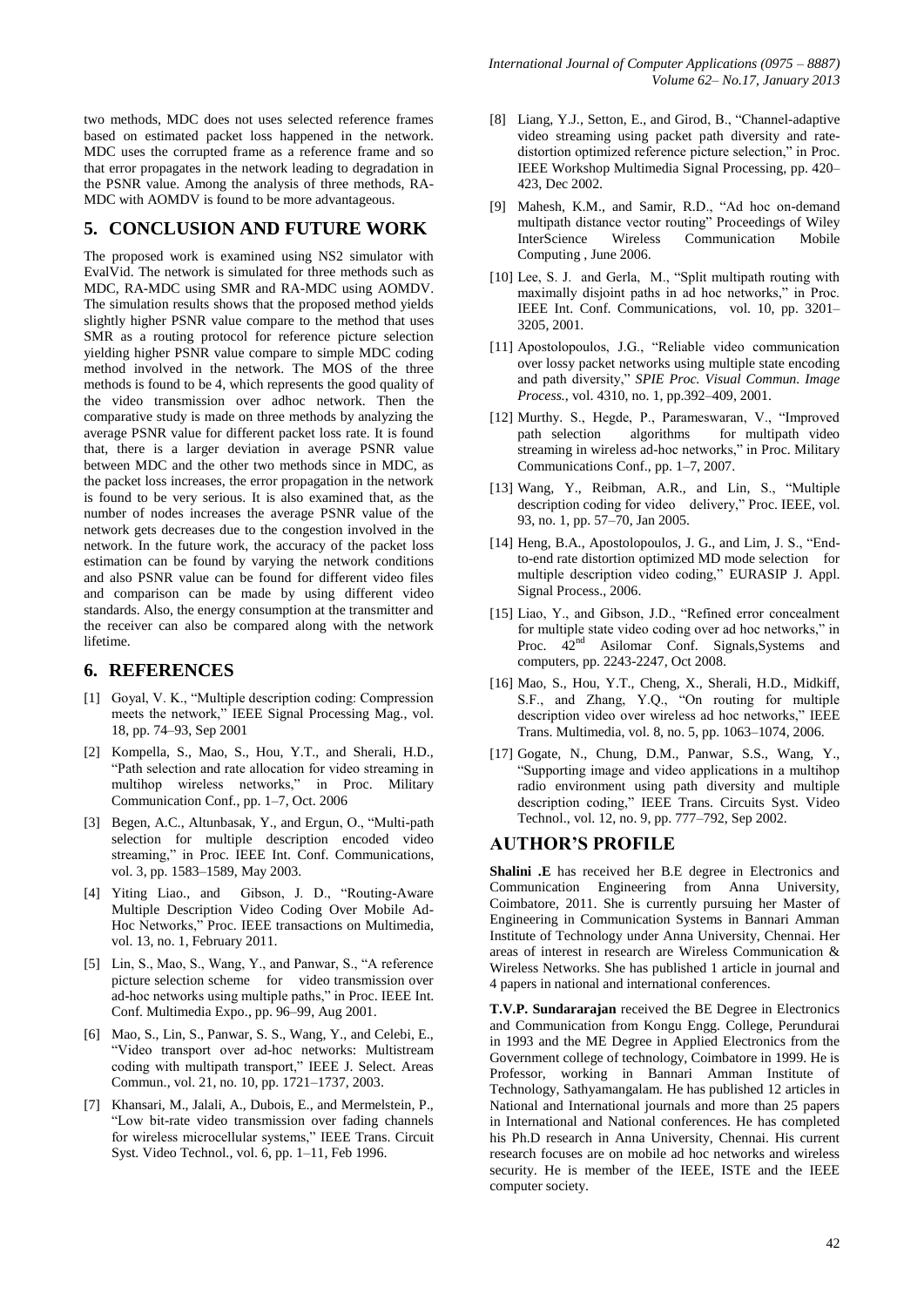two methods, MDC does not uses selected reference frames based on estimated packet loss happened in the network. MDC uses the corrupted frame as a reference frame and so that error propagates in the network leading to degradation in the PSNR value. Among the analysis of three methods, RA-MDC with AOMDV is found to be more advantageous.

## 5. CONCLUSION AND FUTURE WORK

The proposed work is examined using NS2 simulator with EvalVid. The network is simulated for three methods such as MDC, RA-MDC using SMR and RA-MDC using AOMDV. The simulation results shows that the proposed method yields slightly higher PSNR value compare to the method that uses SMR as a routing protocol for reference picture selection yielding higher PSNR value compare to simple MDC coding method involved in the network. The MOS of the three methods is found to be 4, which represents the good quality of the video transmission over adhoc network. Then the comparative study is made on three methods by analyzing the average PSNR value for different packet loss rate. It is found that, there is a larger deviation in average PSNR value between MDC and the other two methods since in MDC, as the packet loss increases, the error propagation in the network is found to be very serious. It is also examined that, as the number of nodes increases the average PSNR value of the network gets decreases due to the congestion involved in the network. In the future work, the accuracy of the packet loss estimation can be found by varying the network conditions and also PSNR value can be found for different video files and comparison can be made by using different video standards. Also, the energy consumption at the transmitter and the receiver can also be compared along with the network lifetime.

## 6. REFERENCES

[1] Goyal, V. K., "Multiple description coding: Compression meets the network," IEEE Signal Processing Mag., vol. 18, pp. 74–93, Sep 2001

[2] Kompella, S., Mao, S., Hou, Y.T., and Sherali, H.D., "Path selection and rate allocation for video streaming in multihop wireless networks," in Proc. Military Communication Conf., pp. 1–7, Oct. 2006

[3] Begen, A.C., Altunbasak, Y., and Ergun, O., "Multi-path selection for multiple description encoded video streaming," in Proc. IEEE Int. Conf. Communications, vol. 3, pp. 1583–1589, May 2003.

[4] Yiting Liao., and Gibson, J. D., "Routing-Aware Multiple Description Video Coding Over Mobile Ad-Hoc Networks," Proc. IEEE transactions on Multimedia, vol. 13, no. 1, February 2011.

[5] Lin, S., Mao, S., Wang, Y., and Panwar, S., "A reference picture selection scheme for video transmission over ad-hoc networks using multiple paths," in Proc. IEEE Int. Conf. Multimedia Expo., pp. 96–99, Aug 2001.

[6] Mao, S., Lin, S., Panwar, S. S., Wang, Y., and Celebi, E., "Video transport over ad-hoc networks: Multistream coding with multipath transport," IEEE J. Select. Areas Commun., vol. 21, no. 10, pp. 1721–1737, 2003.

[7] Khansari, M., Jalali, A., Dubois, E., and Mermelstein, P., "Low bit-rate video transmission over fading channels for wireless microcellular systems," IEEE Trans. Circuit Syst. Video Technol., vol. 6, pp. 1–11, Feb 1996.

[8] Liang, Y.J., Setton, E., and Girod, B., "Channel-adaptive video streaming using packet path diversity and rate-distortion optimized reference picture selection," in Proc. IEEE Workshop Multimedia Signal Processing, pp. 420–423, Dec 2002.

[9] Mahesh, K.M., and Samir, R.D., "Ad hoc on-demand multipath distance vector routing" Proceedings of Wiley InterScience Wireless Communication Mobile Computing , June 2006.

[10] Lee, S. J. and Gerla, M., "Split multipath routing with maximally disjoint paths in ad hoc networks," in Proc. IEEE Int. Conf. Communications, vol. 10, pp. 3201–3205, 2001.

[11] Apostolopoulos, J.G., "Reliable video communication over lossy packet networks using multiple state encoding and path diversity," *SPIE Proc. Visual Commun. Image Process.*, vol. 4310, no. 1, pp.392–409, 2001.

[12] Murthy. S., Hegde, P., Parameswaran, V., "Improved path selection algorithms for multipath video streaming in wireless ad-hoc networks," in Proc. Military Communications Conf., pp. 1–7, 2007.

[13] Wang, Y., Reibman, A.R., and Lin, S., "Multiple description coding for video delivery," Proc. IEEE, vol. 93, no. 1, pp. 57–70, Jan 2005.

[14] Heng, B.A., Apostolopoulos, J. G., and Lim, J. S., "End-to-end rate distortion optimized MD mode selection for multiple description video coding," EURASIP J. Appl. Signal Process., 2006.

[15] Liao, Y., and Gibson, J.D., "Refined error concealment for multiple state video coding over ad hoc networks," in Proc. 42nd Asilomar Conf. Signals,Systems and computers, pp. 2243-2247, Oct 2008.

[16] Mao, S., Hou, Y.T., Cheng, X., Sherali, H.D., Midkiff, S.F., and Zhang, Y.Q., "On routing for multiple description video over wireless ad hoc networks," IEEE Trans. Multimedia, vol. 8, no. 5, pp. 1063–1074, 2006.

[17] Gogate, N., Chung, D.M., Panwar, S.S., Wang, Y., "Supporting image and video applications in a multihop radio environment using path diversity and multiple description coding," IEEE Trans. Circuits Syst. Video Technol., vol. 12, no. 9, pp. 777–792, Sep 2002.

## AUTHOR'S PROFILE

**Shalini .E** has received her B.E degree in Electronics and Communication Engineering from Anna University, Coimbatore, 2011. She is currently pursuing her Master of Engineering in Communication Systems in Bannari Amman Institute of Technology under Anna University, Chennai. Her areas of interest in research are Wireless Communication & Wireless Networks. She has published 1 article in journal and 4 papers in national and international conferences.

**T.V.P. Sundararajan** received the BE Degree in Electronics and Communication from Kongu Engg. College, Perundurai in 1993 and the ME Degree in Applied Electronics from the Government college of technology, Coimbatore in 1999. He is Professor, working in Bannari Amman Institute of Technology, Sathyamangalam. He has published 12 articles in National and International journals and more than 25 papers in International and National conferences. He has completed his Ph.D research in Anna University, Chennai. His current research focuses are on mobile ad hoc networks and wireless security. He is member of the IEEE, ISTE and the IEEE computer society.